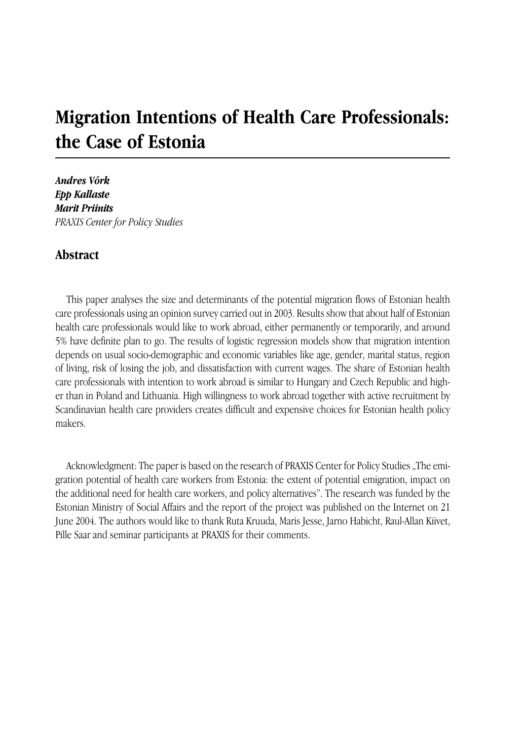# Migration Intentions of Health Care Professionals: the Case of Estonia

***Andres Võrk***
***Epp Kallaste***
***Marit Priinits***
*PRAXIS Center for Policy Studies*

## Abstract

This paper analyses the size and determinants of the potential migration flows of Estonian health care professionals using an opinion survey carried out in 2003. Results show that about half of Estonian health care professionals would like to work abroad, either permanently or temporarily, and around 5% have definite plan to go. The results of logistic regression models show that migration intention depends on usual socio-demographic and economic variables like age, gender, marital status, region of living, risk of losing the job, and dissatisfaction with current wages. The share of Estonian health care professionals with intention to work abroad is similar to Hungary and Czech Republic and higher than in Poland and Lithuania. High willingness to work abroad together with active recruitment by Scandinavian health care providers creates difficult and expensive choices for Estonian health policy makers.

Acknowledgment: The paper is based on the research of PRAXIS Center for Policy Studies „The emigration potential of health care workers from Estonia: the extent of potential emigration, impact on the additional need for health care workers, and policy alternatives". The research was funded by the Estonian Ministry of Social Affairs and the report of the project was published on the Internet on 21 June 2004. The authors would like to thank Ruta Kruuda, Maris Jesse, Jarno Habicht, Raul-Allan Kiivet, Pille Saar and seminar participants at PRAXIS for their comments.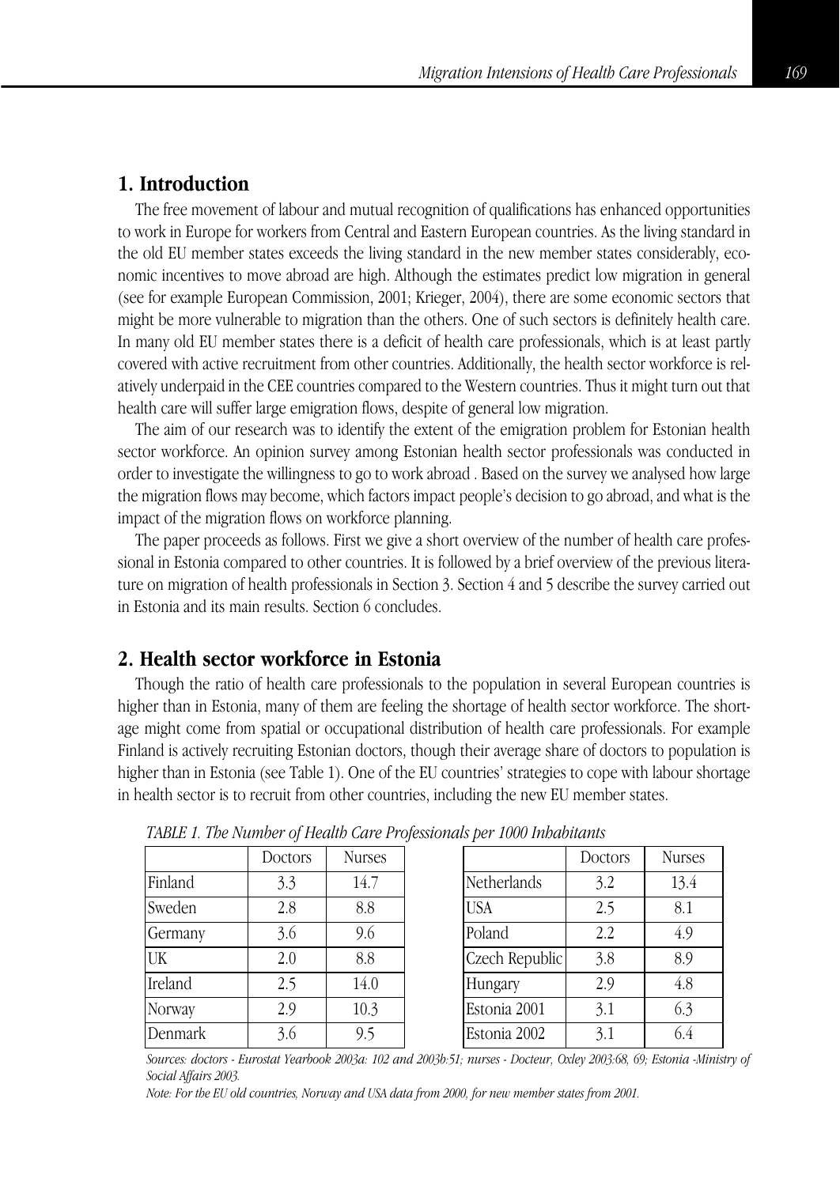## 1. Introduction

The free movement of labour and mutual recognition of qualifications has enhanced opportunities to work in Europe for workers from Central and Eastern European countries. As the living standard in the old EU member states exceeds the living standard in the new member states considerably, economic incentives to move abroad are high. Although the estimates predict low migration in general (see for example European Commission, 2001; Krieger, 2004), there are some economic sectors that might be more vulnerable to migration than the others. One of such sectors is definitely health care. In many old EU member states there is a deficit of health care professionals, which is at least partly covered with active recruitment from other countries. Additionally, the health sector workforce is relatively underpaid in the CEE countries compared to the Western countries. Thus it might turn out that health care will suffer large emigration flows, despite of general low migration.

The aim of our research was to identify the extent of the emigration problem for Estonian health sector workforce. An opinion survey among Estonian health sector professionals was conducted in order to investigate the willingness to go to work abroad . Based on the survey we analysed how large the migration flows may become, which factors impact people's decision to go abroad, and what is the impact of the migration flows on workforce planning.

The paper proceeds as follows. First we give a short overview of the number of health care professional in Estonia compared to other countries. It is followed by a brief overview of the previous literature on migration of health professionals in Section 3. Section 4 and 5 describe the survey carried out in Estonia and its main results. Section 6 concludes.

## 2. Health sector workforce in Estonia

Though the ratio of health care professionals to the population in several European countries is higher than in Estonia, many of them are feeling the shortage of health sector workforce. The shortage might come from spatial or occupational distribution of health care professionals. For example Finland is actively recruiting Estonian doctors, though their average share of doctors to population is higher than in Estonia (see Table 1). One of the EU countries' strategies to cope with labour shortage in health sector is to recruit from other countries, including the new EU member states.

*TABLE 1. The Number of Health Care Professionals per 1000 Inhabitants*

| | Doctors | Nurses | | Doctors | Nurses |
|---|---|---|---|---|---|
| Finland | 3.3 | 14.7 | Netherlands | 3.2 | 13.4 |
| Sweden | 2.8 | 8.8 | USA | 2.5 | 8.1 |
| Germany | 3.6 | 9.6 | Poland | 2.2 | 4.9 |
| UK | 2.0 | 8.8 | Czech Republic | 3.8 | 8.9 |
| Ireland | 2.5 | 14.0 | Hungary | 2.9 | 4.8 |
| Norway | 2.9 | 10.3 | Estonia 2001 | 3.1 | 6.3 |
| Denmark | 3.6 | 9.5 | Estonia 2002 | 3.1 | 6.4 |

*Sources: doctors - Eurostat Yearbook 2003a: 102 and 2003b:51; nurses - Docteur, Oxley 2003:68, 69; Estonia -Ministry of Social Affairs 2003.*

*Note: For the EU old countries, Norway and USA data from 2000, for new member states from 2001.*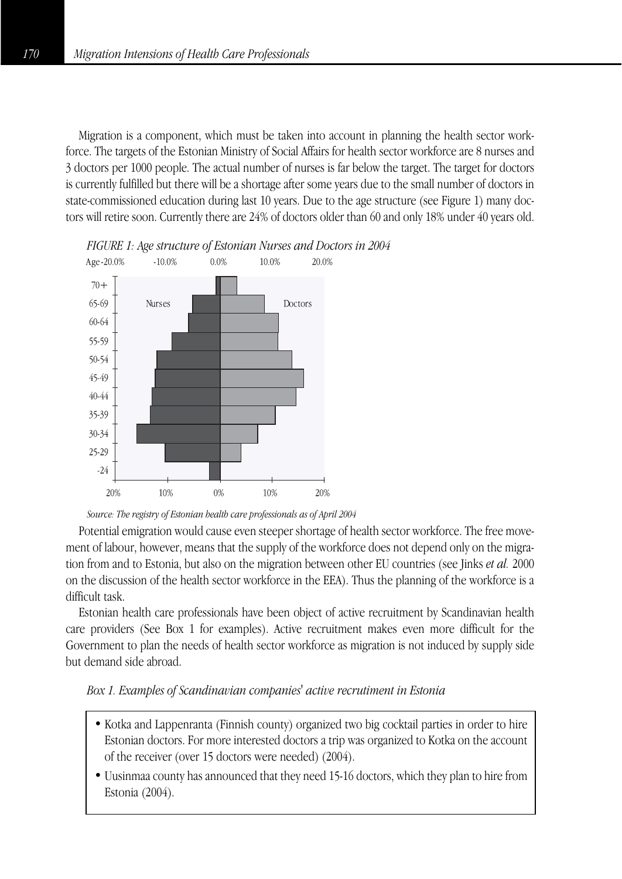Migration is a component, which must be taken into account in planning the health sector workforce. The targets of the Estonian Ministry of Social Affairs for health sector workforce are 8 nurses and 3 doctors per 1000 people. The actual number of nurses is far below the target. The target for doctors is currently fulfilled but there will be a shortage after some years due to the small number of doctors in state-commissioned education during last 10 years. Due to the age structure (see Figure 1) many doctors will retire soon. Currently there are 24% of doctors older than 60 and only 18% under 40 years old.

*FIGURE 1: Age structure of Estonian Nurses and Doctors in 2004*

*Source: The registry of Estonian health care professionals as of April 2004*

Potential emigration would cause even steeper shortage of health sector workforce. The free movement of labour, however, means that the supply of the workforce does not depend only on the migration from and to Estonia, but also on the migration between other EU countries (see Jinks *et al.* 2000 on the discussion of the health sector workforce in the EEA). Thus the planning of the workforce is a difficult task.

Estonian health care professionals have been object of active recruitment by Scandinavian health care providers (See Box 1 for examples). Active recruitment makes even more difficult for the Government to plan the needs of health sector workforce as migration is not induced by supply side but demand side abroad.

*Box 1. Examples of Scandinavian companies' active recrutiment in Estonia*

- Kotka and Lappenranta (Finnish county) organized two big cocktail parties in order to hire Estonian doctors. For more interested doctors a trip was organized to Kotka on the account of the receiver (over 15 doctors were needed) (2004).
- Uusinmaa county has announced that they need 15-16 doctors, which they plan to hire from Estonia (2004).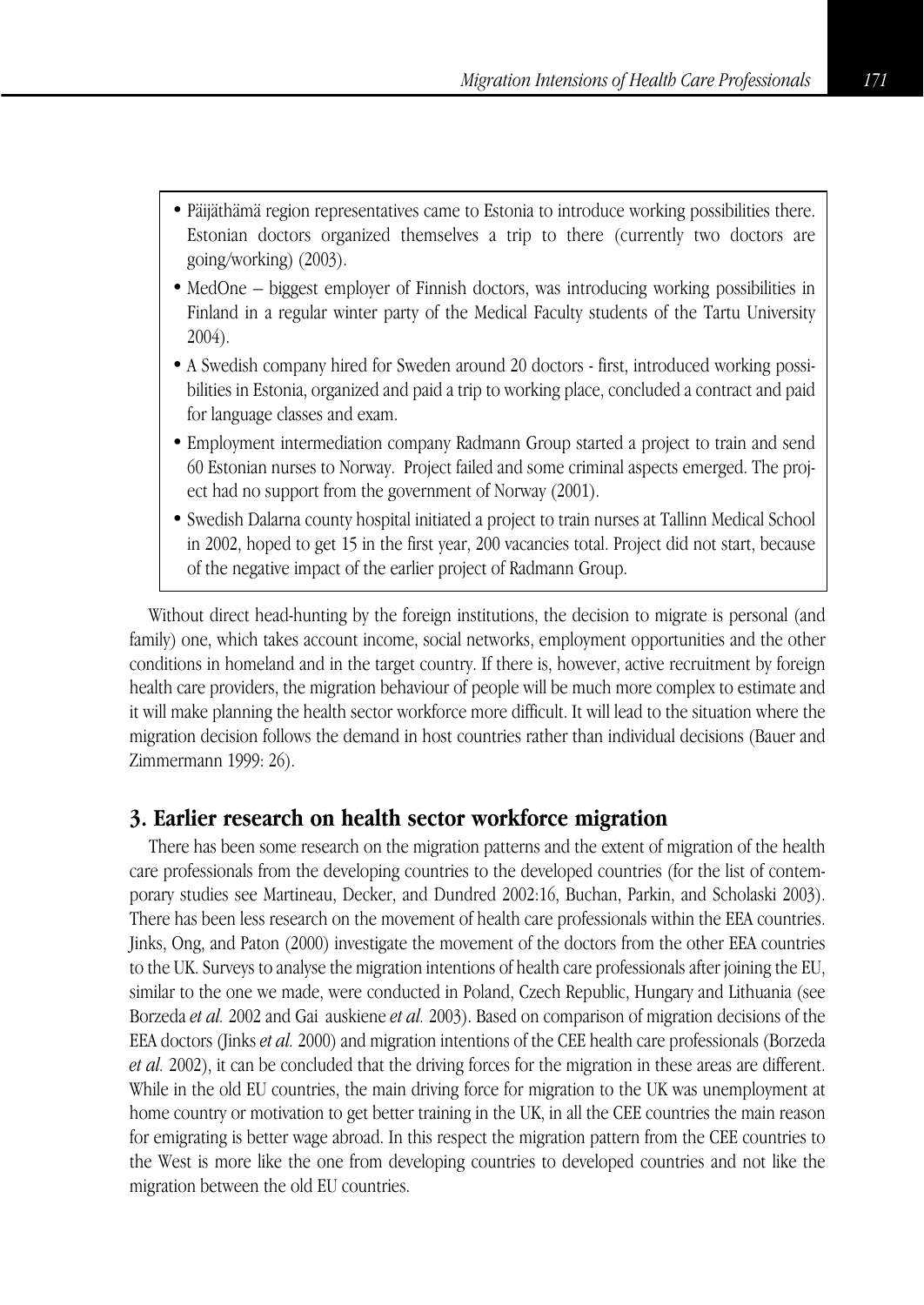- Päijäthämä region representatives came to Estonia to introduce working possibilities there. Estonian doctors organized themselves a trip to there (currently two doctors are going/working) (2003).
- MedOne – biggest employer of Finnish doctors, was introducing working possibilities in Finland in a regular winter party of the Medical Faculty students of the Tartu University 2004).
- A Swedish company hired for Sweden around 20 doctors - first, introduced working possibilities in Estonia, organized and paid a trip to working place, concluded a contract and paid for language classes and exam.
- Employment intermediation company Radmann Group started a project to train and send 60 Estonian nurses to Norway. Project failed and some criminal aspects emerged. The project had no support from the government of Norway (2001).
- Swedish Dalarna county hospital initiated a project to train nurses at Tallinn Medical School in 2002, hoped to get 15 in the first year, 200 vacancies total. Project did not start, because of the negative impact of the earlier project of Radmann Group.

Without direct head-hunting by the foreign institutions, the decision to migrate is personal (and family) one, which takes account income, social networks, employment opportunities and the other conditions in homeland and in the target country. If there is, however, active recruitment by foreign health care providers, the migration behaviour of people will be much more complex to estimate and it will make planning the health sector workforce more difficult. It will lead to the situation where the migration decision follows the demand in host countries rather than individual decisions (Bauer and Zimmermann 1999: 26).

## 3. Earlier research on health sector workforce migration

There has been some research on the migration patterns and the extent of migration of the health care professionals from the developing countries to the developed countries (for the list of contemporary studies see Martineau, Decker, and Dundred 2002:16, Buchan, Parkin, and Scholaski 2003). There has been less research on the movement of health care professionals within the EEA countries. Jinks, Ong, and Paton (2000) investigate the movement of the doctors from the other EEA countries to the UK. Surveys to analyse the migration intentions of health care professionals after joining the EU, similar to the one we made, were conducted in Poland, Czech Republic, Hungary and Lithuania (see Borzeda *et al.* 2002 and Gai auskiene *et al.* 2003). Based on comparison of migration decisions of the EEA doctors (Jinks *et al.* 2000) and migration intentions of the CEE health care professionals (Borzeda *et al.* 2002), it can be concluded that the driving forces for the migration in these areas are different. While in the old EU countries, the main driving force for migration to the UK was unemployment at home country or motivation to get better training in the UK, in all the CEE countries the main reason for emigrating is better wage abroad. In this respect the migration pattern from the CEE countries to the West is more like the one from developing countries to developed countries and not like the migration between the old EU countries.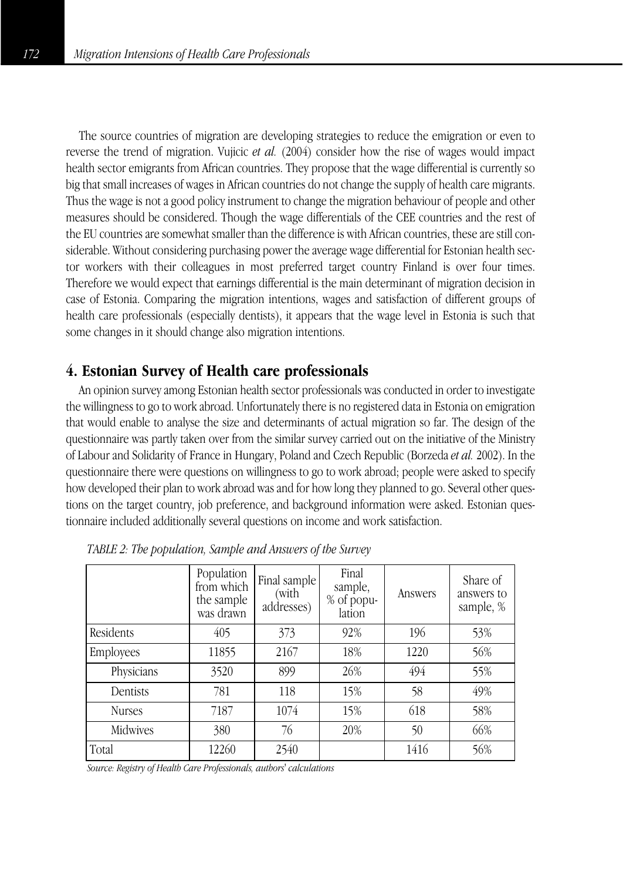The source countries of migration are developing strategies to reduce the emigration or even to reverse the trend of migration. Vujicic *et al.* (2004) consider how the rise of wages would impact health sector emigrants from African countries. They propose that the wage differential is currently so big that small increases of wages in African countries do not change the supply of health care migrants. Thus the wage is not a good policy instrument to change the migration behaviour of people and other measures should be considered. Though the wage differentials of the CEE countries and the rest of the EU countries are somewhat smaller than the difference is with African countries, these are still considerable. Without considering purchasing power the average wage differential for Estonian health sector workers with their colleagues in most preferred target country Finland is over four times. Therefore we would expect that earnings differential is the main determinant of migration decision in case of Estonia. Comparing the migration intentions, wages and satisfaction of different groups of health care professionals (especially dentists), it appears that the wage level in Estonia is such that some changes in it should change also migration intentions.

## 4. Estonian Survey of Health care professionals

An opinion survey among Estonian health sector professionals was conducted in order to investigate the willingness to go to work abroad. Unfortunately there is no registered data in Estonia on emigration that would enable to analyse the size and determinants of actual migration so far. The design of the questionnaire was partly taken over from the similar survey carried out on the initiative of the Ministry of Labour and Solidarity of France in Hungary, Poland and Czech Republic (Borzeda *et al.* 2002). In the questionnaire there were questions on willingness to go to work abroad; people were asked to specify how developed their plan to work abroad was and for how long they planned to go. Several other questions on the target country, job preference, and background information were asked. Estonian questionnaire included additionally several questions on income and work satisfaction.

*TABLE 2: The population, Sample and Answers of the Survey*

| | Population from which the sample was drawn | Final sample (with addresses) | Final sample, % of population | Answers | Share of answers to sample, % |
|---|---|---|---|---|---|
| Residents | 405 | 373 | 92% | 196 | 53% |
| Employees | 11855 | 2167 | 18% | 1220 | 56% |
| Physicians | 3520 | 899 | 26% | 494 | 55% |
| Dentists | 781 | 118 | 15% | 58 | 49% |
| Nurses | 7187 | 1074 | 15% | 618 | 58% |
| Midwives | 380 | 76 | 20% | 50 | 66% |
| Total | 12260 | 2540 | | 1416 | 56% |

*Source: Registry of Health Care Professionals, authors' calculations*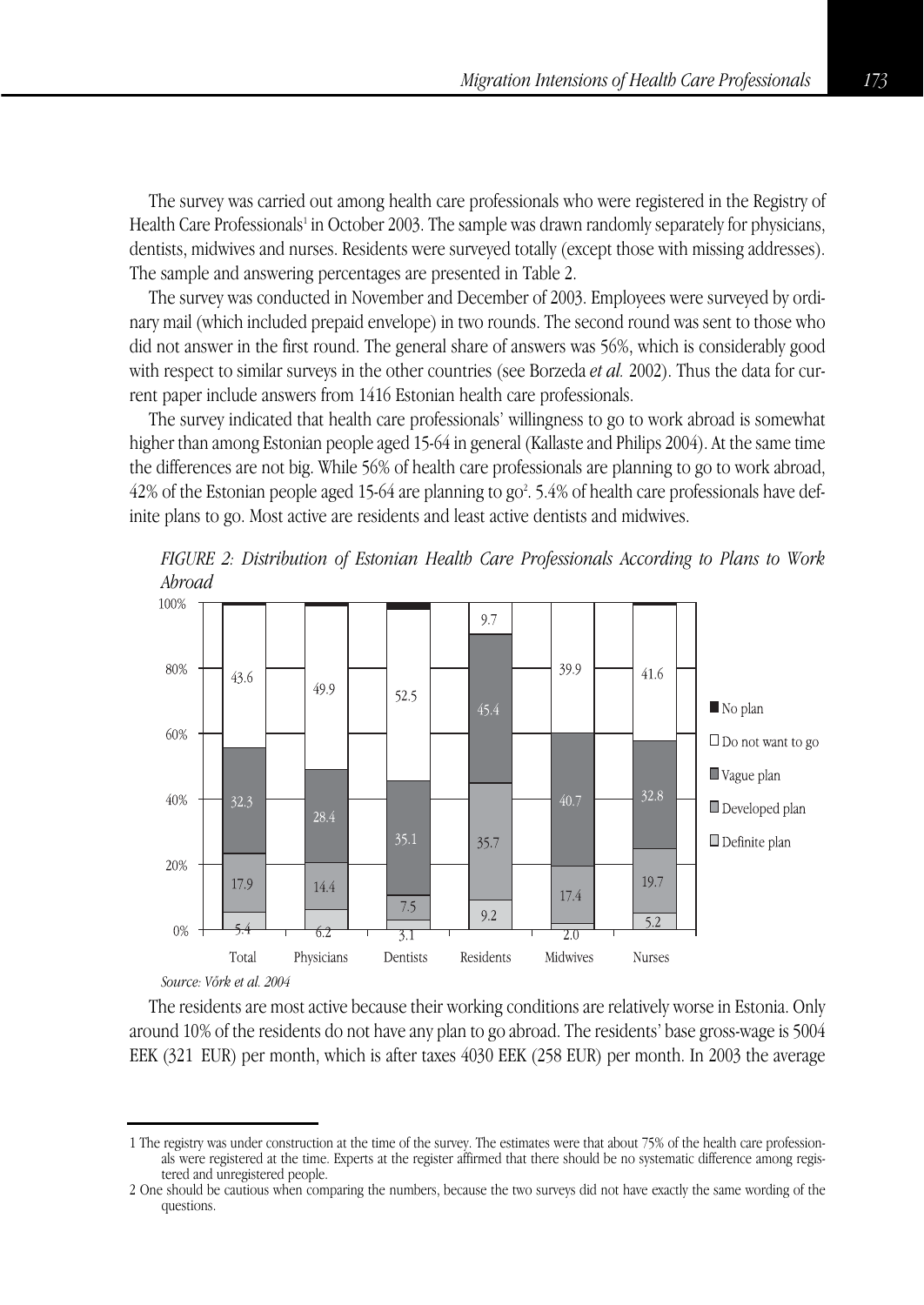The survey was carried out among health care professionals who were registered in the Registry of Health Care Professionals[1] in October 2003. The sample was drawn randomly separately for physicians, dentists, midwives and nurses. Residents were surveyed totally (except those with missing addresses). The sample and answering percentages are presented in Table 2.

The survey was conducted in November and December of 2003. Employees were surveyed by ordinary mail (which included prepaid envelope) in two rounds. The second round was sent to those who did not answer in the first round. The general share of answers was 56%, which is considerably good with respect to similar surveys in the other countries (see Borzeda *et al.* 2002). Thus the data for current paper include answers from 1416 Estonian health care professionals.

The survey indicated that health care professionals' willingness to go to work abroad is somewhat higher than among Estonian people aged 15-64 in general (Kallaste and Philips 2004). At the same time the differences are not big. While 56% of health care professionals are planning to go to work abroad, 42% of the Estonian people aged 15-64 are planning to go[2]. 5.4% of health care professionals have definite plans to go. Most active are residents and least active dentists and midwives.

*FIGURE 2: Distribution of Estonian Health Care Professionals According to Plans to Work Abroad*

| | Total | Physicians | Dentists | Residents | Midwives | Nurses |
|---|---|---|---|---|---|---|
| Definite plan | 5.4 | 6.2 | 3.1 | 9.2 | 2.0 | 5.2 |
| Developed plan | 17.9 | 14.4 | 7.5 | 35.7 | 17.4 | 19.7 |
| Vague plan | 32.3 | 28.4 | 35.1 | 45.4 | 40.7 | 32.8 |
| Do not want to go | 43.6 | 49.9 | 52.5 | 9.7 | 39.9 | 41.6 |

*Source: Võrk et al. 2004*

The residents are most active because their working conditions are relatively worse in Estonia. Only around 10% of the residents do not have any plan to go abroad. The residents' base gross-wage is 5004 EEK (321 EUR) per month, which is after taxes 4030 EEK (258 EUR) per month. In 2003 the average

---

1 The registry was under construction at the time of the survey. The estimates were that about 75% of the health care professionals were registered at the time. Experts at the register affirmed that there should be no systematic difference among registered and unregistered people.

2 One should be cautious when comparing the numbers, because the two surveys did not have exactly the same wording of the questions.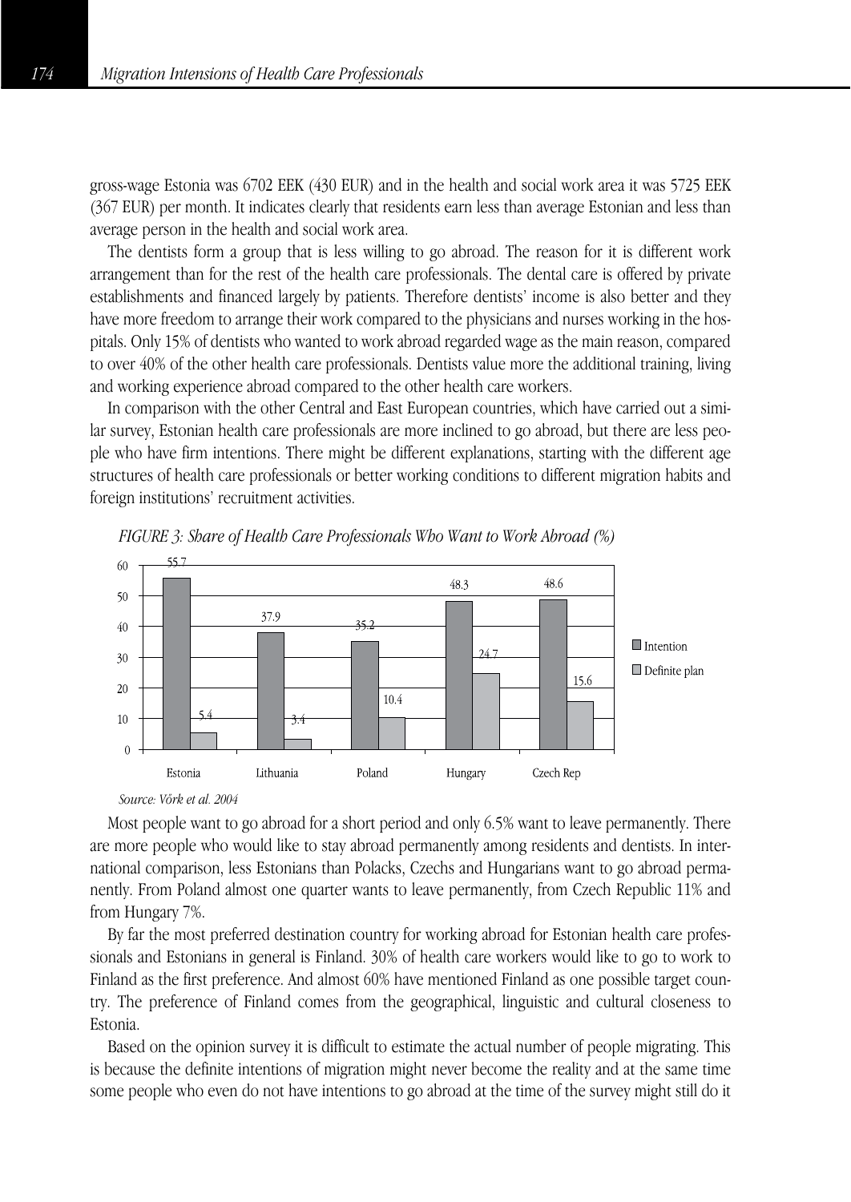gross-wage Estonia was 6702 EEK (430 EUR) and in the health and social work area it was 5725 EEK (367 EUR) per month. It indicates clearly that residents earn less than average Estonian and less than average person in the health and social work area.

The dentists form a group that is less willing to go abroad. The reason for it is different work arrangement than for the rest of the health care professionals. The dental care is offered by private establishments and financed largely by patients. Therefore dentists' income is also better and they have more freedom to arrange their work compared to the physicians and nurses working in the hospitals. Only 15% of dentists who wanted to work abroad regarded wage as the main reason, compared to over 40% of the other health care professionals. Dentists value more the additional training, living and working experience abroad compared to the other health care workers.

In comparison with the other Central and East European countries, which have carried out a similar survey, Estonian health care professionals are more inclined to go abroad, but there are less people who have firm intentions. There might be different explanations, starting with the different age structures of health care professionals or better working conditions to different migration habits and foreign institutions' recruitment activities.

*FIGURE 3: Share of Health Care Professionals Who Want to Work Abroad (%)*

| | Intention | Definite plan |
|---|---|---|
| Estonia | 55.7 | 5.4 |
| Lithuania | 37.9 | 3.4 |
| Poland | 35.2 | 10.4 |
| Hungary | 48.3 | 24.7 |
| Czech Rep | 48.6 | 15.6 |

*Source: Võrk et al. 2004*

Most people want to go abroad for a short period and only 6.5% want to leave permanently. There are more people who would like to stay abroad permanently among residents and dentists. In international comparison, less Estonians than Polacks, Czechs and Hungarians want to go abroad permanently. From Poland almost one quarter wants to leave permanently, from Czech Republic 11% and from Hungary 7%.

By far the most preferred destination country for working abroad for Estonian health care professionals and Estonians in general is Finland. 30% of health care workers would like to go to work to Finland as the first preference. And almost 60% have mentioned Finland as one possible target country. The preference of Finland comes from the geographical, linguistic and cultural closeness to Estonia.

Based on the opinion survey it is difficult to estimate the actual number of people migrating. This is because the definite intentions of migration might never become the reality and at the same time some people who even do not have intentions to go abroad at the time of the survey might still do it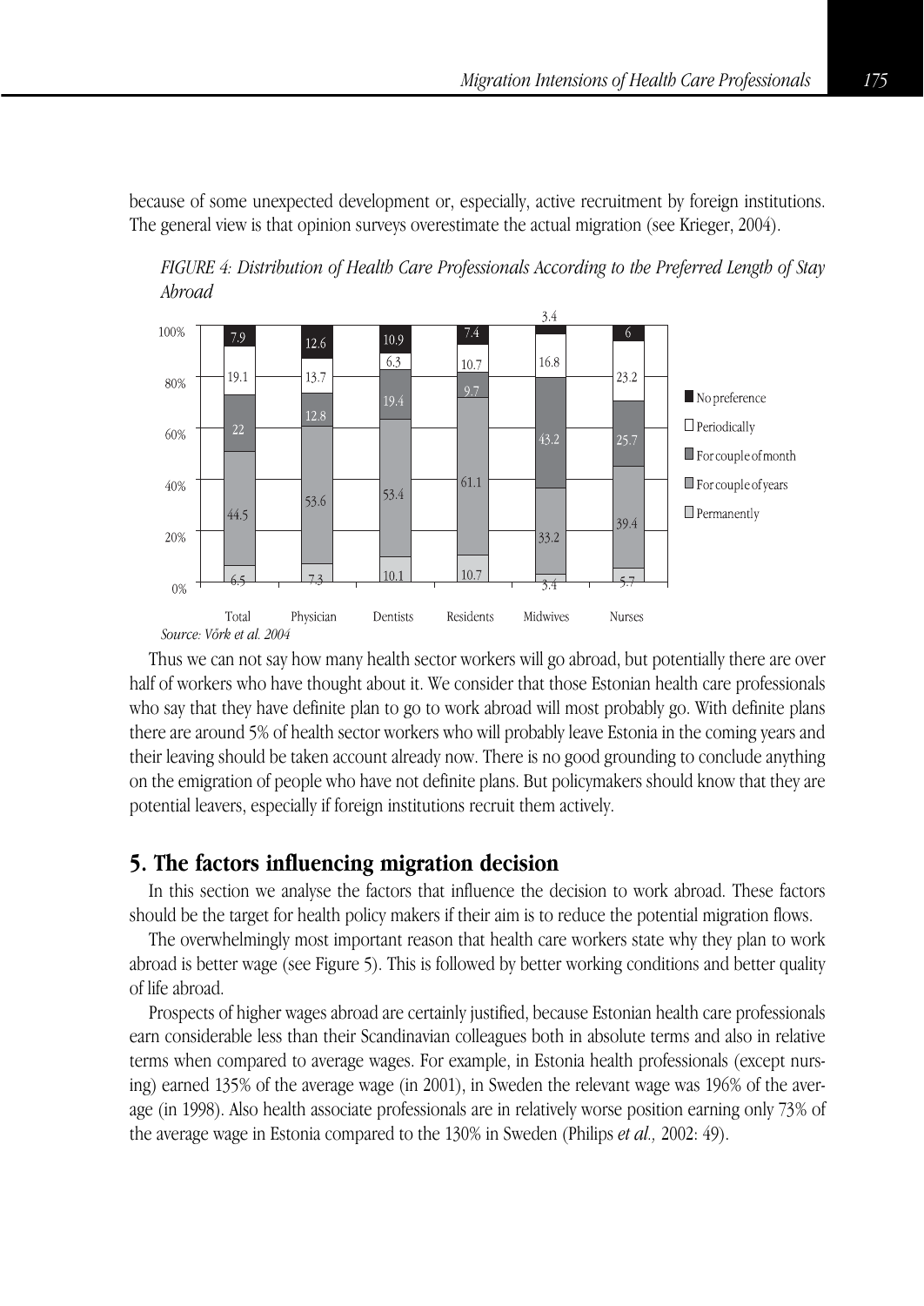because of some unexpected development or, especially, active recruitment by foreign institutions. The general view is that opinion surveys overestimate the actual migration (see Krieger, 2004).

*FIGURE 4: Distribution of Health Care Professionals According to the Preferred Length of Stay Abroad*

| | Total | Physician | Dentists | Residents | Midwives | Nurses |
|---|---|---|---|---|---|---|
| No preference | 7.9 | 12.6 | 10.9 | 7.4 | 3.4 | 6 |
| Periodically | 19.1 | 13.7 | 6.3 | 10.7 | 16.8 | 23.2 |
| For couple of month | 22 | 12.8 | 19.4 | 9.7 | 43.2 | 25.7 |
| For couple of years | 44.5 | 53.6 | 53.4 | 61.1 | 33.2 | 39.4 |
| Permanently | 6.5 | 7.3 | 10.1 | 10.7 | 3.4 | 5.7 |

*Source: Võrk et al. 2004*

Thus we can not say how many health sector workers will go abroad, but potentially there are over half of workers who have thought about it. We consider that those Estonian health care professionals who say that they have definite plan to go to work abroad will most probably go. With definite plans there are around 5% of health sector workers who will probably leave Estonia in the coming years and their leaving should be taken account already now. There is no good grounding to conclude anything on the emigration of people who have not definite plans. But policymakers should know that they are potential leavers, especially if foreign institutions recruit them actively.

## 5. The factors influencing migration decision

In this section we analyse the factors that influence the decision to work abroad. These factors should be the target for health policy makers if their aim is to reduce the potential migration flows.

The overwhelmingly most important reason that health care workers state why they plan to work abroad is better wage (see Figure 5). This is followed by better working conditions and better quality of life abroad.

Prospects of higher wages abroad are certainly justified, because Estonian health care professionals earn considerable less than their Scandinavian colleagues both in absolute terms and also in relative terms when compared to average wages. For example, in Estonia health professionals (except nursing) earned 135% of the average wage (in 2001), in Sweden the relevant wage was 196% of the average (in 1998). Also health associate professionals are in relatively worse position earning only 73% of the average wage in Estonia compared to the 130% in Sweden (Philips *et al.,* 2002: 49).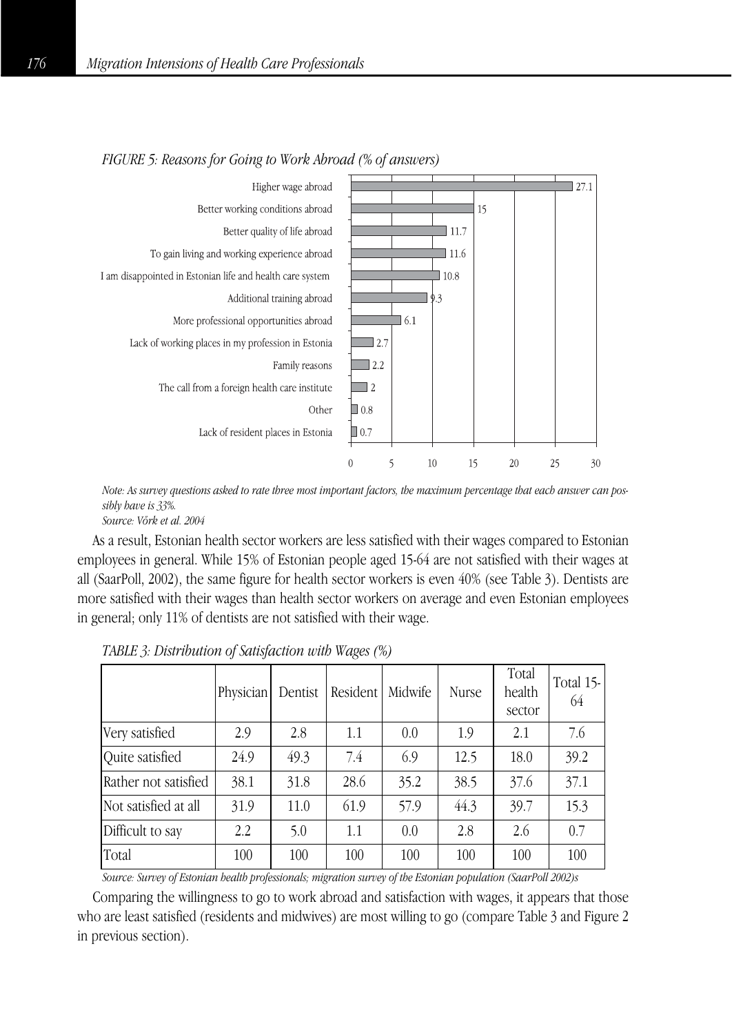*FIGURE 5: Reasons for Going to Work Abroad (% of answers)*

| Reason | % of answers |
|---|---|
| Higher wage abroad | 27.1 |
| Better working conditions abroad | 15 |
| Better quality of life abroad | 11.7 |
| To gain living and working experience abroad | 11.6 |
| I am disappointed in Estonian life and health care system | 10.8 |
| Additional training abroad | 9.3 |
| More professional opportunities abroad | 6.1 |
| Lack of working places in my profession in Estonia | 2.7 |
| Family reasons | 2.2 |
| The call from a foreign health care institute | 2 |
| Other | 0.8 |
| Lack of resident places in Estonia | 0.7 |

*Note: As survey questions asked to rate three most important factors, the maximum percentage that each answer can possibly have is 33%.*
*Source: Võrk et al. 2004*

As a result, Estonian health sector workers are less satisfied with their wages compared to Estonian employees in general. While 15% of Estonian people aged 15-64 are not satisfied with their wages at all (SaarPoll, 2002), the same figure for health sector workers is even 40% (see Table 3). Dentists are more satisfied with their wages than health sector workers on average and even Estonian employees in general; only 11% of dentists are not satisfied with their wage.

*TABLE 3: Distribution of Satisfaction with Wages (%)*

| | Physician | Dentist | Resident | Midwife | Nurse | Total health sector | Total 15-64 |
|---|---|---|---|---|---|---|---|
| Very satisfied | 2.9 | 2.8 | 1.1 | 0.0 | 1.9 | 2.1 | 7.6 |
| Quite satisfied | 24.9 | 49.3 | 7.4 | 6.9 | 12.5 | 18.0 | 39.2 |
| Rather not satisfied | 38.1 | 31.8 | 28.6 | 35.2 | 38.5 | 37.6 | 37.1 |
| Not satisfied at all | 31.9 | 11.0 | 61.9 | 57.9 | 44.3 | 39.7 | 15.3 |
| Difficult to say | 2.2 | 5.0 | 1.1 | 0.0 | 2.8 | 2.6 | 0.7 |
| Total | 100 | 100 | 100 | 100 | 100 | 100 | 100 |

*Source: Survey of Estonian health professionals; migration survey of the Estonian population (SaarPoll 2002)s*

Comparing the willingness to go to work abroad and satisfaction with wages, it appears that those who are least satisfied (residents and midwives) are most willing to go (compare Table 3 and Figure 2 in previous section).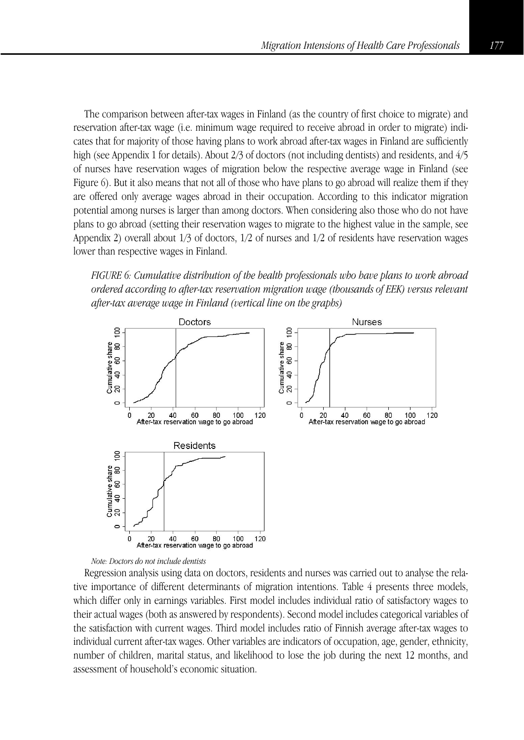The comparison between after-tax wages in Finland (as the country of first choice to migrate) and reservation after-tax wage (i.e. minimum wage required to receive abroad in order to migrate) indicates that for majority of those having plans to work abroad after-tax wages in Finland are sufficiently high (see Appendix 1 for details). About 2/3 of doctors (not including dentists) and residents, and 4/5 of nurses have reservation wages of migration below the respective average wage in Finland (see Figure 6). But it also means that not all of those who have plans to go abroad will realize them if they are offered only average wages abroad in their occupation. According to this indicator migration potential among nurses is larger than among doctors. When considering also those who do not have plans to go abroad (setting their reservation wages to migrate to the highest value in the sample, see Appendix 2) overall about 1/3 of doctors, 1/2 of nurses and 1/2 of residents have reservation wages lower than respective wages in Finland.

*FIGURE 6: Cumulative distribution of the health professionals who have plans to work abroad ordered according to after-tax reservation migration wage (thousands of EEK) versus relevant after-tax average wage in Finland (vertical line on the graphs)*

*Note: Doctors do not include dentists*

Regression analysis using data on doctors, residents and nurses was carried out to analyse the relative importance of different determinants of migration intentions. Table 4 presents three models, which differ only in earnings variables. First model includes individual ratio of satisfactory wages to their actual wages (both as answered by respondents). Second model includes categorical variables of the satisfaction with current wages. Third model includes ratio of Finnish average after-tax wages to individual current after-tax wages. Other variables are indicators of occupation, age, gender, ethnicity, number of children, marital status, and likelihood to lose the job during the next 12 months, and assessment of household's economic situation.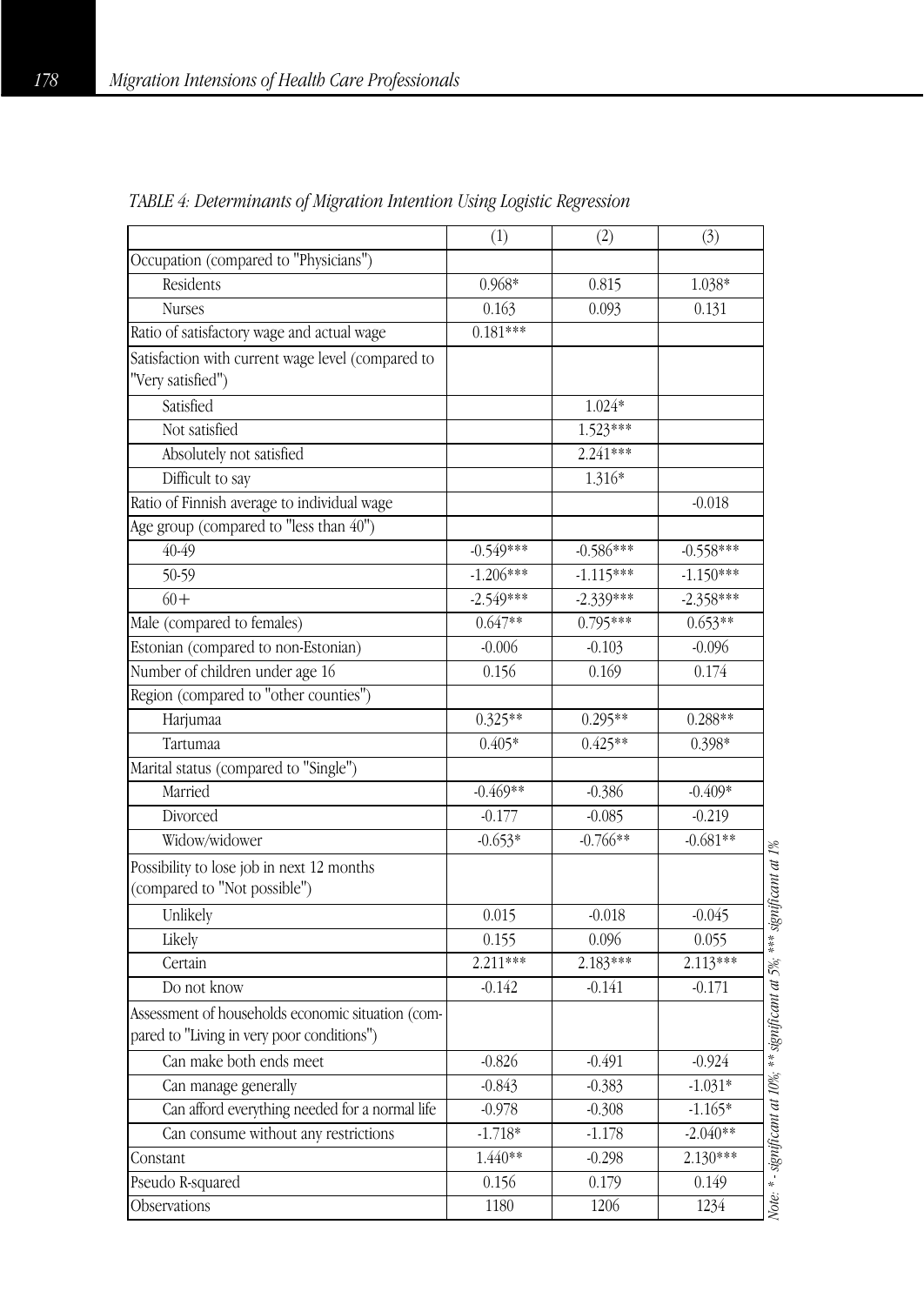*TABLE 4: Determinants of Migration Intention Using Logistic Regression*

| | (1) | (2) | (3) |
|---|---|---|---|
| Occupation (compared to "Physicians") | | | |
| Residents | 0.968* | 0.815 | 1.038* |
| Nurses | 0.163 | 0.093 | 0.131 |
| Ratio of satisfactory wage and actual wage | 0.181*** | | |
| Satisfaction with current wage level (compared to "Very satisfied") | | | |
| Satisfied | | 1.024* | |
| Not satisfied | | 1.523*** | |
| Absolutely not satisfied | | 2.241*** | |
| Difficult to say | | 1.316* | |
| Ratio of Finnish average to individual wage | | | -0.018 |
| Age group (compared to "less than 40") | | | |
| 40-49 | -0.549*** | -0.586*** | -0.558*** |
| 50-59 | -1.206*** | -1.115*** | -1.150*** |
| 60+ | -2.549*** | -2.339*** | -2.358*** |
| Male (compared to females) | 0.647** | 0.795*** | 0.653** |
| Estonian (compared to non-Estonian) | -0.006 | -0.103 | -0.096 |
| Number of children under age 16 | 0.156 | 0.169 | 0.174 |
| Region (compared to "other counties") | | | |
| Harjumaa | 0.325** | 0.295** | 0.288** |
| Tartumaa | 0.405* | 0.425** | 0.398* |
| Marital status (compared to "Single") | | | |
| Married | -0.469** | -0.386 | -0.409* |
| Divorced | -0.177 | -0.085 | -0.219 |
| Widow/widower | -0.653* | -0.766** | -0.681** |
| Possibility to lose job in next 12 months (compared to "Not possible") | | | |
| Unlikely | 0.015 | -0.018 | -0.045 |
| Likely | 0.155 | 0.096 | 0.055 |
| Certain | 2.211*** | 2.183*** | 2.113*** |
| Do not know | -0.142 | -0.141 | -0.171 |
| Assessment of households economic situation (compared to "Living in very poor conditions") | | | |
| Can make both ends meet | -0.826 | -0.491 | -0.924 |
| Can manage generally | -0.843 | -0.383 | -1.031* |
| Can afford everything needed for a normal life | -0.978 | -0.308 | -1.165* |
| Can consume without any restrictions | -1.718* | -1.178 | -2.040** |
| Constant | 1.440** | -0.298 | 2.130*** |
| Pseudo R-squared | 0.156 | 0.179 | 0.149 |
| Observations | 1180 | 1206 | 1234 |

*Note: * - significant at 10%, ** significant at 5%, *** significant at 1%*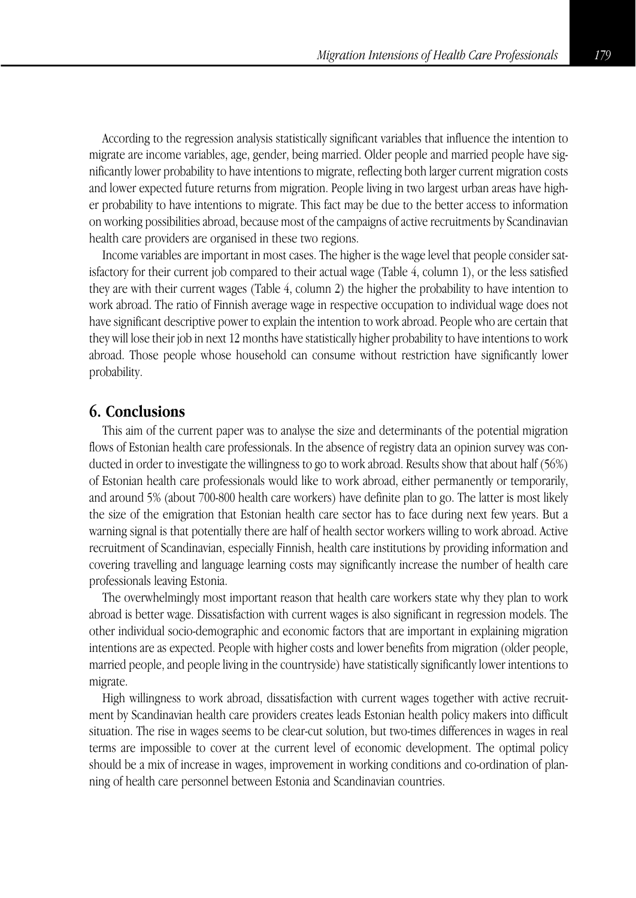According to the regression analysis statistically significant variables that influence the intention to migrate are income variables, age, gender, being married. Older people and married people have significantly lower probability to have intentions to migrate, reflecting both larger current migration costs and lower expected future returns from migration. People living in two largest urban areas have higher probability to have intentions to migrate. This fact may be due to the better access to information on working possibilities abroad, because most of the campaigns of active recruitments by Scandinavian health care providers are organised in these two regions.

Income variables are important in most cases. The higher is the wage level that people consider satisfactory for their current job compared to their actual wage (Table 4, column 1), or the less satisfied they are with their current wages (Table 4, column 2) the higher the probability to have intention to work abroad. The ratio of Finnish average wage in respective occupation to individual wage does not have significant descriptive power to explain the intention to work abroad. People who are certain that they will lose their job in next 12 months have statistically higher probability to have intentions to work abroad. Those people whose household can consume without restriction have significantly lower probability.

## 6. Conclusions

This aim of the current paper was to analyse the size and determinants of the potential migration flows of Estonian health care professionals. In the absence of registry data an opinion survey was conducted in order to investigate the willingness to go to work abroad. Results show that about half (56%) of Estonian health care professionals would like to work abroad, either permanently or temporarily, and around 5% (about 700-800 health care workers) have definite plan to go. The latter is most likely the size of the emigration that Estonian health care sector has to face during next few years. But a warning signal is that potentially there are half of health sector workers willing to work abroad. Active recruitment of Scandinavian, especially Finnish, health care institutions by providing information and covering travelling and language learning costs may significantly increase the number of health care professionals leaving Estonia.

The overwhelmingly most important reason that health care workers state why they plan to work abroad is better wage. Dissatisfaction with current wages is also significant in regression models. The other individual socio-demographic and economic factors that are important in explaining migration intentions are as expected. People with higher costs and lower benefits from migration (older people, married people, and people living in the countryside) have statistically significantly lower intentions to migrate.

High willingness to work abroad, dissatisfaction with current wages together with active recruitment by Scandinavian health care providers creates leads Estonian health policy makers into difficult situation. The rise in wages seems to be clear-cut solution, but two-times differences in wages in real terms are impossible to cover at the current level of economic development. The optimal policy should be a mix of increase in wages, improvement in working conditions and co-ordination of planning of health care personnel between Estonia and Scandinavian countries.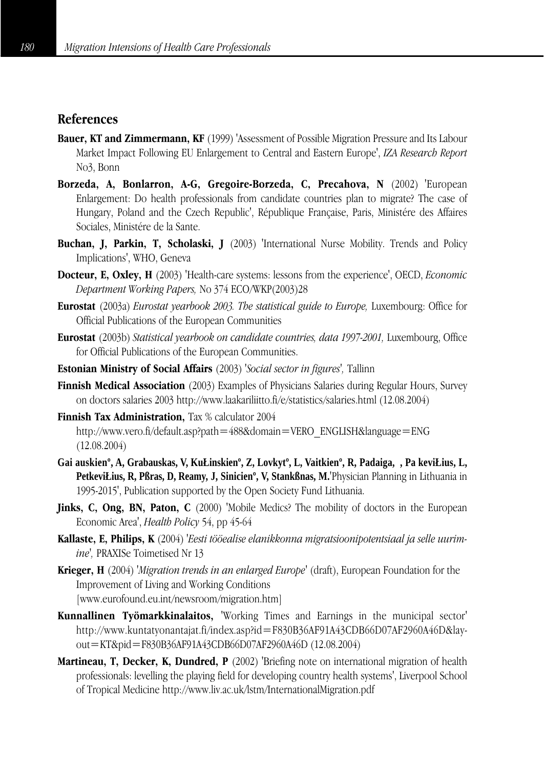## References

**Bauer, KT and Zimmermann, KF** (1999) 'Assessment of Possible Migration Pressure and Its Labour Market Impact Following EU Enlargement to Central and Eastern Europe', *IZA Research Report* No3, Bonn

**Borzeda, A, Bonlarron, A-G, Gregoire-Borzeda, C, Precahova, N** (2002) 'European Enlargement: Do health professionals from candidate countries plan to migrate? The case of Hungary, Poland and the Czech Republic', République Française, Paris, Ministére des Affaires Sociales, Ministére de la Sante.

**Buchan, J, Parkin, T, Scholaski, J** (2003) 'International Nurse Mobility. Trends and Policy Implications', WHO, Geneva

**Docteur, E, Oxley, H** (2003) 'Health-care systems: lessons from the experience', OECD, *Economic Department Working Papers,* No 374 ECO/WKP(2003)28

**Eurostat** (2003a) *Eurostat yearbook 2003. The statistical guide to Europe,* Luxembourg: Office for Official Publications of the European Communities

**Eurostat** (2003b) *Statistical yearbook on candidate countries, data 1997-2001,* Luxembourg, Office for Official Publications of the European Communities.

**Estonian Ministry of Social Affairs** (2003) '*Social sector in figures*', Tallinn

**Finnish Medical Association** (2003) Examples of Physicians Salaries during Regular Hours, Survey on doctors salaries 2003 http://www.laakariliitto.fi/e/statistics/salaries.html (12.08.2004)

**Finnish Tax Administration,** Tax % calculator 2004
http://www.vero.fi/default.asp?path=488&domain=VERO_ENGLISH&language=ENG (12.08.2004)

**Gai auskienº, A, Grabauskas, V, KuŁinskienº, Z, Lovkytº, L, Vaitkienº, R, Padaiga, , Pa keviŁius, L, PetkeviŁius, R, Pßras, D, Reamy, J, Sinicienº, V, Stankßnas, M.**'Physician Planning in Lithuania in 1995-2015', Publication supported by the Open Society Fund Lithuania.

**Jinks, C, Ong, BN, Paton, C** (2000) 'Mobile Medics? The mobility of doctors in the European Economic Area', *Health Policy* 54, pp 45-64

**Kallaste, E, Philips, K** (2004) '*Eesti tööealise elanikkonna migratsioonipotentsiaal ja selle uurimine*', PRAXISe Toimetised Nr 13

**Krieger, H** (2004) '*Migration trends in an enlarged Europe*' (draft), European Foundation for the Improvement of Living and Working Conditions
[www.eurofound.eu.int/newsroom/migration.htm]

**Kunnallinen Työmarkkinalaitos,** 'Working Times and Earnings in the municipal sector' http://www.kuntatyonantajat.fi/index.asp?id=F830B36AF91A43CDB66D07AF2960A46D&layout=KT&pid=F830B36AF91A43CDB66D07AF2960A46D (12.08.2004)

**Martineau, T, Decker, K, Dundred, P** (2002) 'Briefing note on international migration of health professionals: levelling the playing field for developing country health systems', Liverpool School of Tropical Medicine http://www.liv.ac.uk/lstm/InternationalMigration.pdf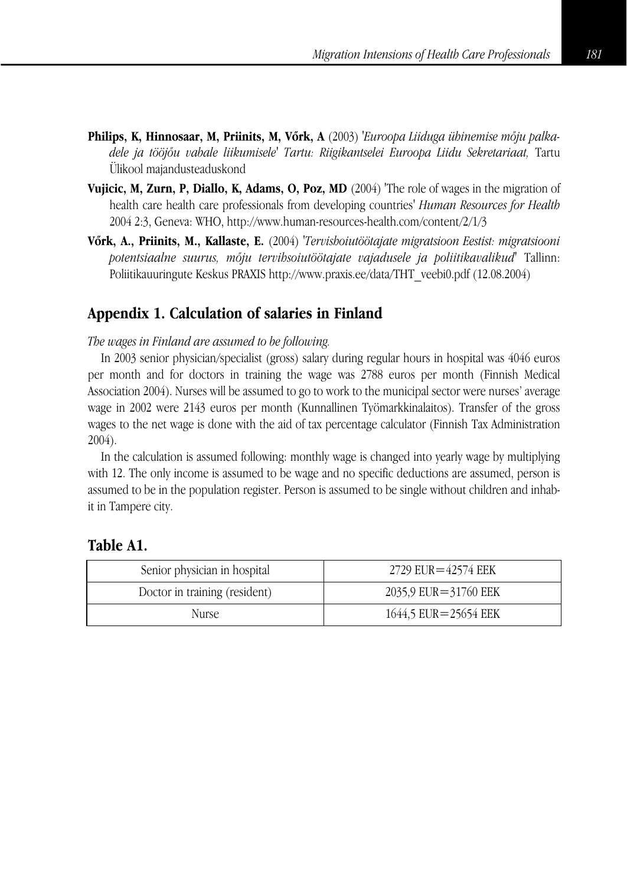**Philips, K, Hinnosaar, M, Priinits, M, Võrk, A** (2003) '*Euroopa Liiduga ühinemise mõju palkadele ja tööjõu vabale liikumisele' Tartu: Riigikantselei Euroopa Liidu Sekretariaat,* Tartu Ülikool majandusteaduskond

**Vujicic, M, Zurn, P, Diallo, K, Adams, O, Poz, MD** (2004) 'The role of wages in the migration of health care health care professionals from developing countries' *Human Resources for Health* 2004 2:3, Geneva: WHO, http://www.human-resources-health.com/content/2/1/3

**Võrk, A., Priinits, M., Kallaste, E.** (2004) '*Tervishoiutöötajate migratsioon Eestist: migratsiooni potentsiaalne suurus, mõju tervihsoiutöötajate vajadusele ja poliitikavalikud*' Tallinn: Poliitikauuringute Keskus PRAXIS http://www.praxis.ee/data/THT_veebi0.pdf (12.08.2004)

## Appendix 1. Calculation of salaries in Finland

*The wages in Finland are assumed to be following.*

In 2003 senior physician/specialist (gross) salary during regular hours in hospital was 4046 euros per month and for doctors in training the wage was 2788 euros per month (Finnish Medical Association 2004). Nurses will be assumed to go to work to the municipal sector were nurses' average wage in 2002 were 2143 euros per month (Kunnallinen Työmarkkinalaitos). Transfer of the gross wages to the net wage is done with the aid of tax percentage calculator (Finnish Tax Administration 2004).

In the calculation is assumed following: monthly wage is changed into yearly wage by multiplying with 12. The only income is assumed to be wage and no specific deductions are assumed, person is assumed to be in the population register. Person is assumed to be single without children and inhabit in Tampere city.

### Table A1.

| Senior physician in hospital | 2729 EUR=42574 EEK |
|---|---|
| Doctor in training (resident) | 2035,9 EUR=31760 EEK |
| Nurse | 1644,5 EUR=25654 EEK |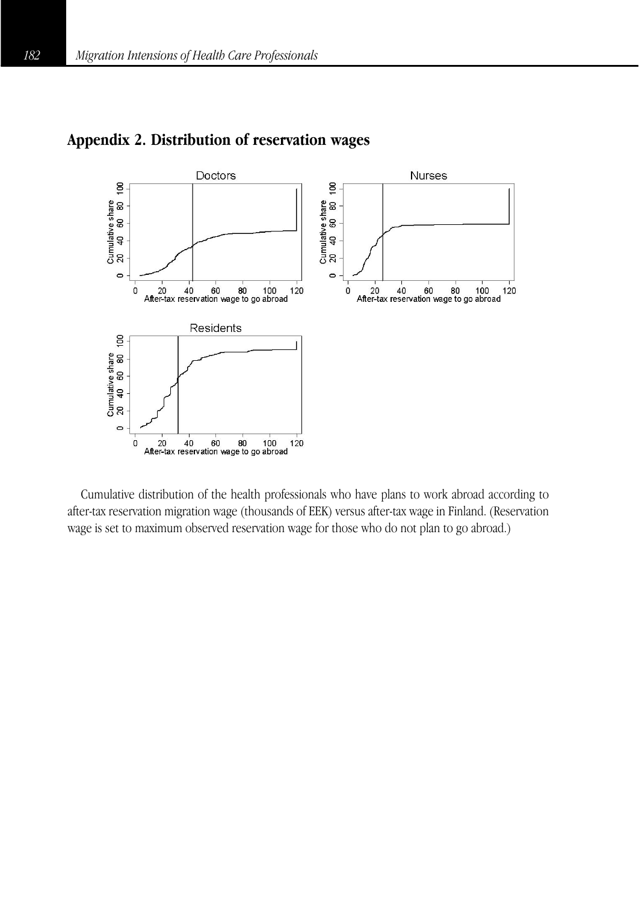## Appendix 2. Distribution of reservation wages

Cumulative distribution of the health professionals who have plans to work abroad according to after-tax reservation migration wage (thousands of EEK) versus after-tax wage in Finland. (Reservation wage is set to maximum observed reservation wage for those who do not plan to go abroad.)